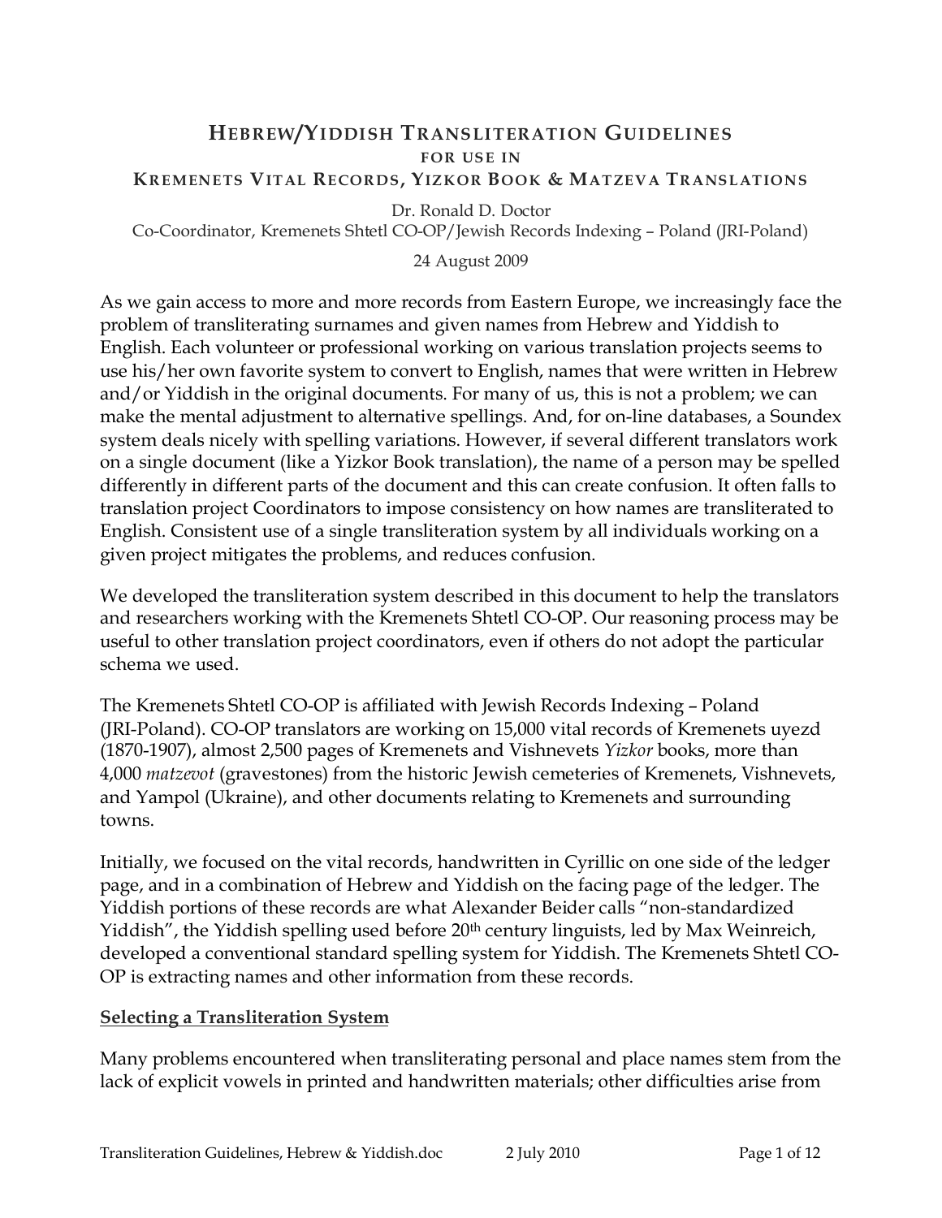# Hebrew/Yiddish Transliteration Guidelines
## for use in
## Kremenets Vital Records, Yizkor Book & Matzeva Translations

Dr. Ronald D. Doctor
Co-Coordinator, Kremenets Shtetl CO-OP/Jewish Records Indexing – Poland (JRI-Poland)

24 August 2009

As we gain access to more and more records from Eastern Europe, we increasingly face the problem of transliterating surnames and given names from Hebrew and Yiddish to English. Each volunteer or professional working on various translation projects seems to use his/her own favorite system to convert to English, names that were written in Hebrew and/or Yiddish in the original documents. For many of us, this is not a problem; we can make the mental adjustment to alternative spellings. And, for on-line databases, a Soundex system deals nicely with spelling variations. However, if several different translators work on a single document (like a Yizkor Book translation), the name of a person may be spelled differently in different parts of the document and this can create confusion. It often falls to translation project Coordinators to impose consistency on how names are transliterated to English. Consistent use of a single transliteration system by all individuals working on a given project mitigates the problems, and reduces confusion.

We developed the transliteration system described in this document to help the translators and researchers working with the Kremenets Shtetl CO-OP. Our reasoning process may be useful to other translation project coordinators, even if others do not adopt the particular schema we used.

The Kremenets Shtetl CO-OP is affiliated with Jewish Records Indexing – Poland (JRI-Poland). CO-OP translators are working on 15,000 vital records of Kremenets uyezd (1870-1907), almost 2,500 pages of Kremenets and Vishnevets *Yizkor* books, more than 4,000 *matzevot* (gravestones) from the historic Jewish cemeteries of Kremenets, Vishnevets, and Yampol (Ukraine), and other documents relating to Kremenets and surrounding towns.

Initially, we focused on the vital records, handwritten in Cyrillic on one side of the ledger page, and in a combination of Hebrew and Yiddish on the facing page of the ledger. The Yiddish portions of these records are what Alexander Beider calls "non-standardized Yiddish", the Yiddish spelling used before 20th century linguists, led by Max Weinreich, developed a conventional standard spelling system for Yiddish. The Kremenets Shtetl CO-OP is extracting names and other information from these records.

### Selecting a Transliteration System

Many problems encountered when transliterating personal and place names stem from the lack of explicit vowels in printed and handwritten materials; other difficulties arise from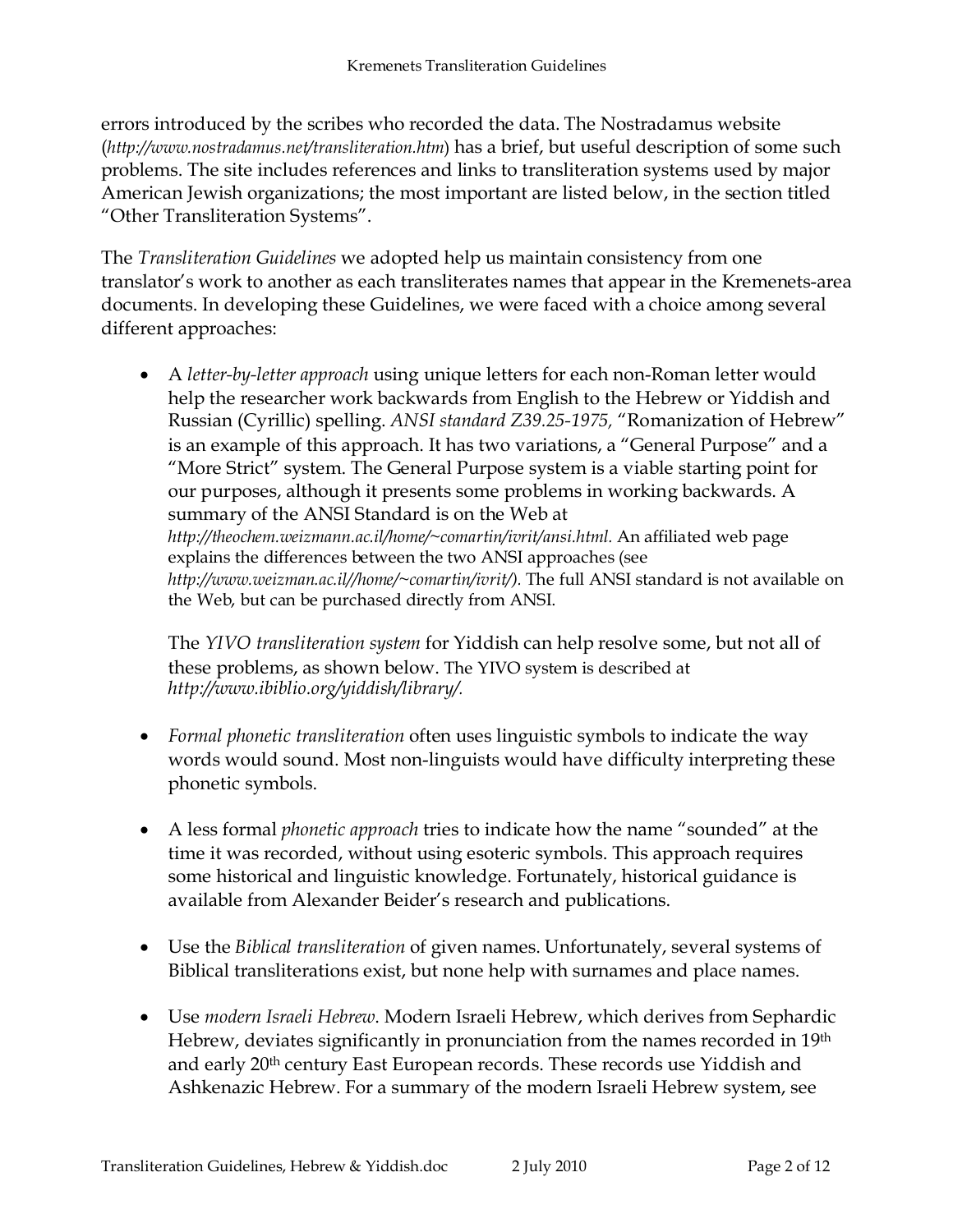errors introduced by the scribes who recorded the data. The Nostradamus website (*http://www.nostradamus.net/transliteration.htm*) has a brief, but useful description of some such problems. The site includes references and links to transliteration systems used by major American Jewish organizations; the most important are listed below, in the section titled "Other Transliteration Systems".

The *Transliteration Guidelines* we adopted help us maintain consistency from one translator's work to another as each transliterates names that appear in the Kremenets-area documents. In developing these Guidelines, we were faced with a choice among several different approaches:

- A *letter-by-letter approach* using unique letters for each non-Roman letter would help the researcher work backwards from English to the Hebrew or Yiddish and Russian (Cyrillic) spelling. *ANSI standard Z39.25-1975,* "Romanization of Hebrew" is an example of this approach. It has two variations, a "General Purpose" and a "More Strict" system. The General Purpose system is a viable starting point for our purposes, although it presents some problems in working backwards. A summary of the ANSI Standard is on the Web at *http://theochem.weizmann.ac.il/home/~comartin/ivrit/ansi.html.* An affiliated web page explains the differences between the two ANSI approaches (see *http://www.weizman.ac.il//home/~comartin/ivrit/).* The full ANSI standard is not available on the Web, but can be purchased directly from ANSI.

  The *YIVO transliteration system* for Yiddish can help resolve some, but not all of these problems, as shown below. The YIVO system is described at *http://www.ibiblio.org/yiddish/library/.*

- *Formal phonetic transliteration* often uses linguistic symbols to indicate the way words would sound. Most non-linguists would have difficulty interpreting these phonetic symbols.

- A less formal *phonetic approach* tries to indicate how the name "sounded" at the time it was recorded, without using esoteric symbols. This approach requires some historical and linguistic knowledge. Fortunately, historical guidance is available from Alexander Beider's research and publications.

- Use the *Biblical transliteration* of given names. Unfortunately, several systems of Biblical transliterations exist, but none help with surnames and place names.

- Use *modern Israeli Hebrew*. Modern Israeli Hebrew, which derives from Sephardic Hebrew, deviates significantly in pronunciation from the names recorded in 19th and early 20th century East European records. These records use Yiddish and Ashkenazic Hebrew. For a summary of the modern Israeli Hebrew system, see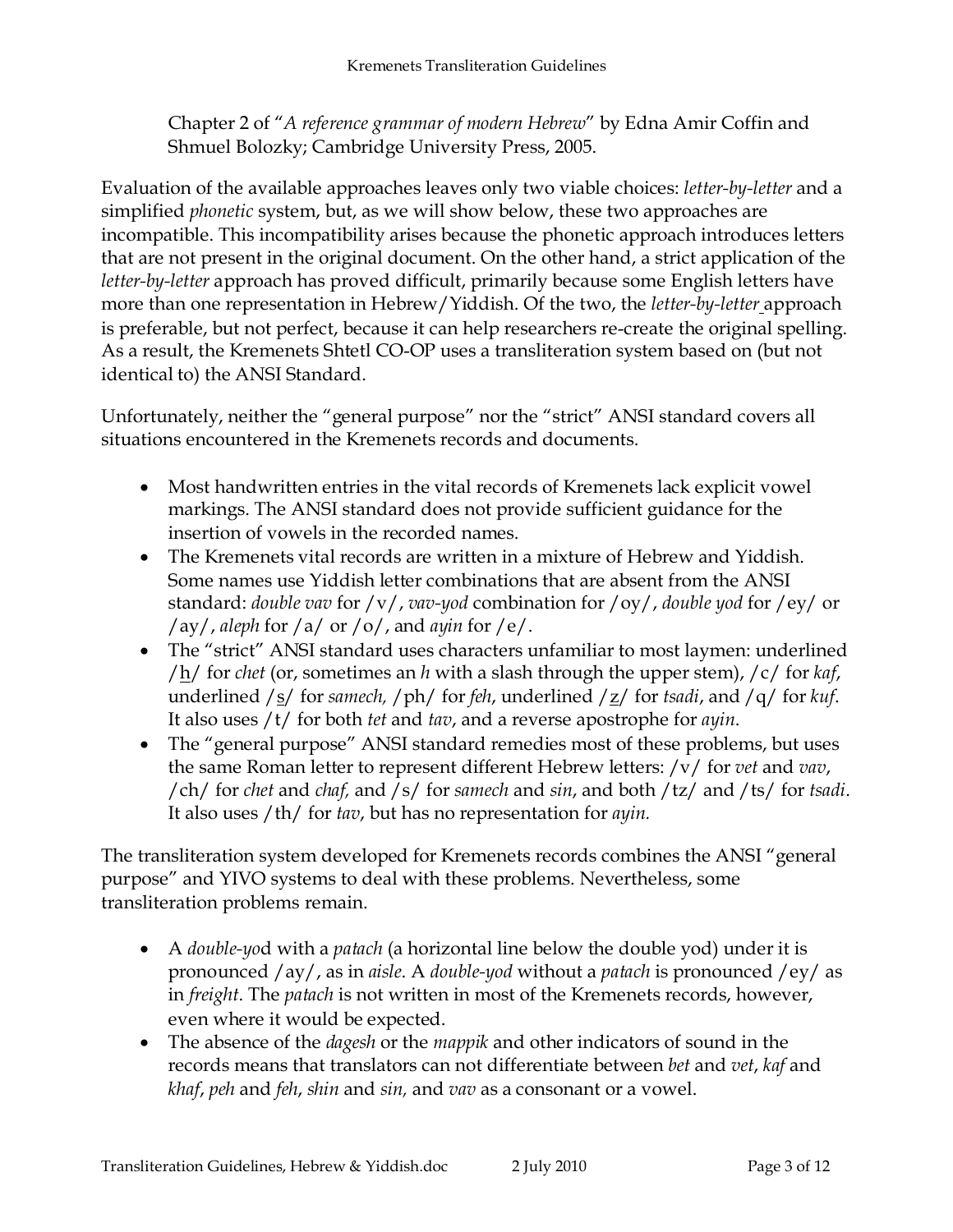Chapter 2 of "*A reference grammar of modern Hebrew*" by Edna Amir Coffin and Shmuel Bolozky; Cambridge University Press, 2005.

Evaluation of the available approaches leaves only two viable choices: *letter-by-letter* and a simplified *phonetic* system, but, as we will show below, these two approaches are incompatible. This incompatibility arises because the phonetic approach introduces letters that are not present in the original document. On the other hand, a strict application of the *letter-by-letter* approach has proved difficult, primarily because some English letters have more than one representation in Hebrew/Yiddish. Of the two, the *letter-by-letter* approach is preferable, but not perfect, because it can help researchers re-create the original spelling. As a result, the Kremenets Shtetl CO-OP uses a transliteration system based on (but not identical to) the ANSI Standard.

Unfortunately, neither the "general purpose" nor the "strict" ANSI standard covers all situations encountered in the Kremenets records and documents.

- Most handwritten entries in the vital records of Kremenets lack explicit vowel markings. The ANSI standard does not provide sufficient guidance for the insertion of vowels in the recorded names.
- The Kremenets vital records are written in a mixture of Hebrew and Yiddish. Some names use Yiddish letter combinations that are absent from the ANSI standard: *double vav* for /v/, *vav-yod* combination for /oy/, *double yod* for /ey/ or /ay/, *aleph* for /a/ or /o/, and *ayin* for /e/.
- The "strict" ANSI standard uses characters unfamiliar to most laymen: underlined /<u>h</u>/ for *chet* (or, sometimes an *h* with a slash through the upper stem), /c/ for *kaf*, underlined /<u>s</u>/ for *samech,* /ph/ for *feh*, underlined /<u>z</u>/ for *tsadi*, and /q/ for *kuf*. It also uses /t/ for both *tet* and *tav*, and a reverse apostrophe for *ayin*.
- The "general purpose" ANSI standard remedies most of these problems, but uses the same Roman letter to represent different Hebrew letters: /v/ for *vet* and *vav*, /ch/ for *chet* and *chaf,* and /s/ for *samech* and *sin*, and both /tz/ and /ts/ for *tsadi*. It also uses /th/ for *tav*, but has no representation for *ayin.*

The transliteration system developed for Kremenets records combines the ANSI "general purpose" and YIVO systems to deal with these problems. Nevertheless, some transliteration problems remain.

- A *double-yo*d with a *patach* (a horizontal line below the double yod) under it is pronounced /ay/, as in *aisle*. A *double-yod* without a *patach* is pronounced /ey/ as in *freight*. The *patach* is not written in most of the Kremenets records, however, even where it would be expected.
- The absence of the *dagesh* or the *mappik* and other indicators of sound in the records means that translators can not differentiate between *bet* and *vet*, *kaf* and *khaf*, *peh* and *feh*, *shin* and *sin,* and *vav* as a consonant or a vowel.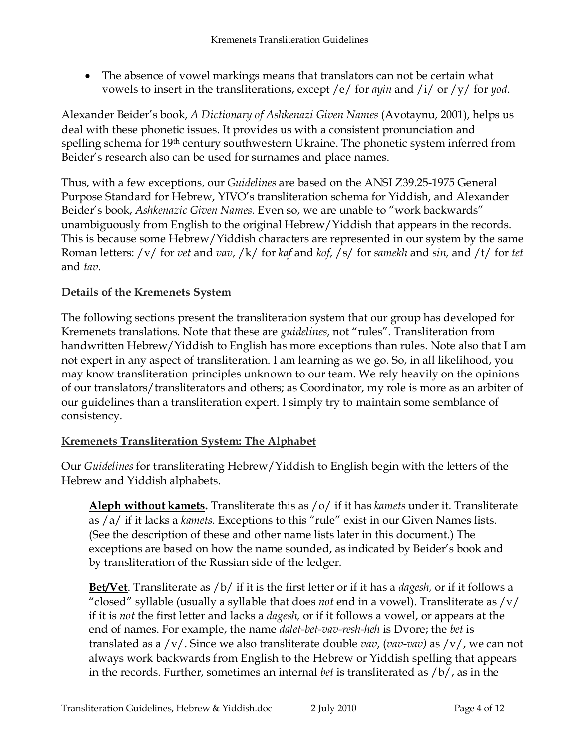- The absence of vowel markings means that translators can not be certain what vowels to insert in the transliterations, except /e/ for *ayin* and /i/ or /y/ for *yod*.

Alexander Beider's book, *A Dictionary of Ashkenazi Given Names* (Avotaynu, 2001), helps us deal with these phonetic issues. It provides us with a consistent pronunciation and spelling schema for 19th century southwestern Ukraine. The phonetic system inferred from Beider's research also can be used for surnames and place names.

Thus, with a few exceptions, our *Guidelines* are based on the ANSI Z39.25-1975 General Purpose Standard for Hebrew, YIVO's transliteration schema for Yiddish, and Alexander Beider's book, *Ashkenazic Given Names*. Even so, we are unable to "work backwards" unambiguously from English to the original Hebrew/Yiddish that appears in the records. This is because some Hebrew/Yiddish characters are represented in our system by the same Roman letters: /v/ for *vet* and *vav*, /k/ for *kaf* and *kof*, /s/ for *samekh* and *sin,* and /t/ for *tet* and *tav*.

## Details of the Kremenets System

The following sections present the transliteration system that our group has developed for Kremenets translations. Note that these are *guidelines*, not "rules". Transliteration from handwritten Hebrew/Yiddish to English has more exceptions than rules. Note also that I am not expert in any aspect of transliteration. I am learning as we go. So, in all likelihood, you may know transliteration principles unknown to our team. We rely heavily on the opinions of our translators/transliterators and others; as Coordinator, my role is more as an arbiter of our guidelines than a transliteration expert. I simply try to maintain some semblance of consistency.

## Kremenets Transliteration System: The Alphabet

Our *Guidelines* for transliterating Hebrew/Yiddish to English begin with the letters of the Hebrew and Yiddish alphabets.

**Aleph without kamets.** Transliterate this as /o/ if it has *kamets* under it. Transliterate as /a/ if it lacks a *kamets*. Exceptions to this "rule" exist in our Given Names lists. (See the description of these and other name lists later in this document.) The exceptions are based on how the name sounded, as indicated by Beider's book and by transliteration of the Russian side of the ledger.

**Bet/Vet**. Transliterate as /b/ if it is the first letter or if it has a *dagesh,* or if it follows a "closed" syllable (usually a syllable that does *not* end in a vowel). Transliterate as /v/ if it is *not* the first letter and lacks a *dagesh,* or if it follows a vowel, or appears at the end of names. For example, the name *dalet-bet-vav-resh-heh* is Dvore; the *bet* is translated as a /v/. Since we also transliterate double *vav*, (*vav-vav)* as /v/, we can not always work backwards from English to the Hebrew or Yiddish spelling that appears in the records. Further, sometimes an internal *bet* is transliterated as /b/, as in the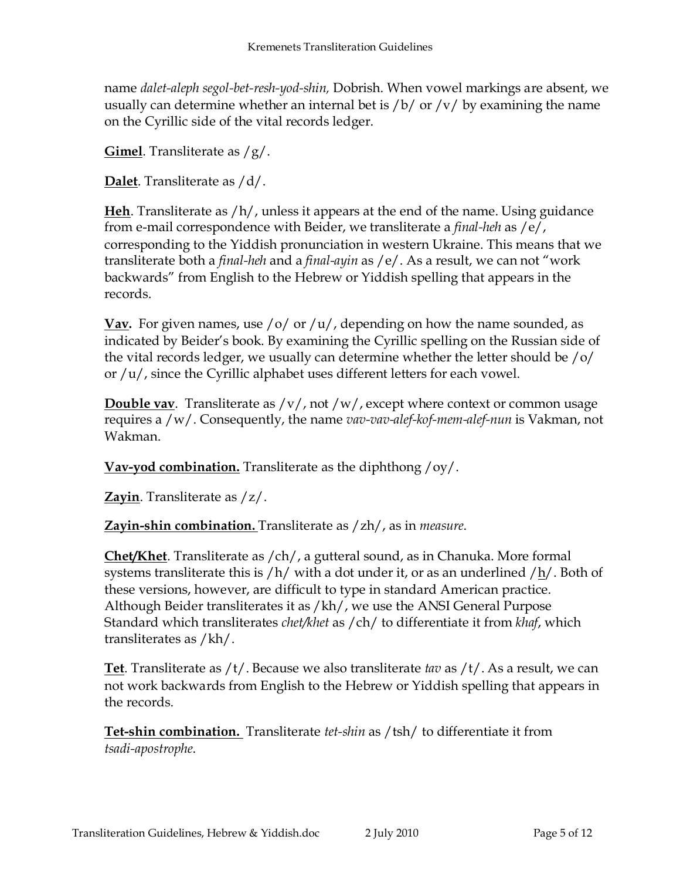name *dalet-aleph segol-bet-resh-yod-shin,* Dobrish. When vowel markings are absent, we usually can determine whether an internal bet is /b/ or /v/ by examining the name on the Cyrillic side of the vital records ledger.

**Gimel**. Transliterate as /g/.

**Dalet**. Transliterate as /d/.

**Heh**. Transliterate as /h/, unless it appears at the end of the name. Using guidance from e-mail correspondence with Beider, we transliterate a *final-heh* as /e/, corresponding to the Yiddish pronunciation in western Ukraine. This means that we transliterate both a *final-heh* and a *final-ayin* as /e/. As a result, we can not "work backwards" from English to the Hebrew or Yiddish spelling that appears in the records.

**Vav.** For given names, use /o/ or /u/, depending on how the name sounded, as indicated by Beider's book. By examining the Cyrillic spelling on the Russian side of the vital records ledger, we usually can determine whether the letter should be /o/ or /u/, since the Cyrillic alphabet uses different letters for each vowel.

**Double vav**. Transliterate as /v/, not /w/, except where context or common usage requires a /w/. Consequently, the name *vav-vav-alef-kof-mem-alef-nun* is Vakman, not Wakman.

**Vav-yod combination.** Transliterate as the diphthong /oy/.

**Zayin**. Transliterate as /z/.

**Zayin-shin combination.** Transliterate as /zh/, as in *measure*.

**Chet/Khet**. Transliterate as /ch/, a gutteral sound, as in Chanuka. More formal systems transliterate this is /h/ with a dot under it, or as an underlined /<u>h</u>/. Both of these versions, however, are difficult to type in standard American practice. Although Beider transliterates it as /kh/, we use the ANSI General Purpose Standard which transliterates *chet/khet* as /ch/ to differentiate it from *khaf*, which transliterates as /kh/.

**Tet**. Transliterate as /t/. Because we also transliterate *tav* as /t/. As a result, we can not work backwards from English to the Hebrew or Yiddish spelling that appears in the records.

**Tet-shin combination.** Transliterate *tet-shin* as /tsh/ to differentiate it from *tsadi-apostrophe*.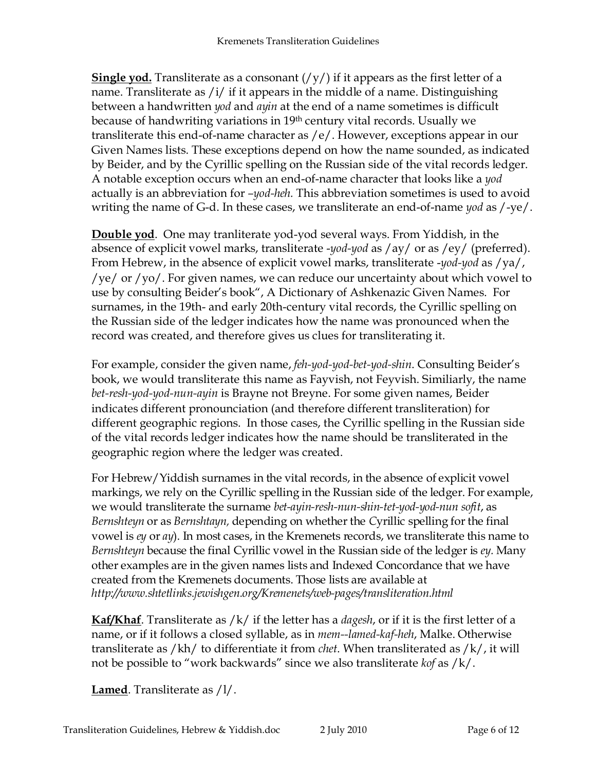**Single yod.** Transliterate as a consonant (/y/) if it appears as the first letter of a name. Transliterate as /i/ if it appears in the middle of a name. Distinguishing between a handwritten *yod* and *ayin* at the end of a name sometimes is difficult because of handwriting variations in 19th century vital records. Usually we transliterate this end-of-name character as /e/. However, exceptions appear in our Given Names lists. These exceptions depend on how the name sounded, as indicated by Beider, and by the Cyrillic spelling on the Russian side of the vital records ledger. A notable exception occurs when an end-of-name character that looks like a *yod* actually is an abbreviation for *–yod-heh.* This abbreviation sometimes is used to avoid writing the name of G-d. In these cases, we transliterate an end-of-name *yod* as /-ye/.

**Double yod**. One may tranliterate yod-yod several ways. From Yiddish, in the absence of explicit vowel marks, transliterate -*yod-yod* as /ay/ or as /ey/ (preferred). From Hebrew, in the absence of explicit vowel marks, transliterate -*yod-yod* as /ya/, /ye/ or /yo/. For given names, we can reduce our uncertainty about which vowel to use by consulting Beider's book", A Dictionary of Ashkenazic Given Names. For surnames, in the 19th- and early 20th-century vital records, the Cyrillic spelling on the Russian side of the ledger indicates how the name was pronounced when the record was created, and therefore gives us clues for transliterating it.

For example, consider the given name, *feh-yod-yod-bet-yod-shin*. Consulting Beider's book, we would transliterate this name as Fayvish, not Feyvish. Similiarly, the name *bet-resh-yod-yod-nun-ayin* is Brayne not Breyne. For some given names, Beider indicates different pronounciation (and therefore different transliteration) for different geographic regions. In those cases, the Cyrillic spelling in the Russian side of the vital records ledger indicates how the name should be transliterated in the geographic region where the ledger was created.

For Hebrew/Yiddish surnames in the vital records, in the absence of explicit vowel markings, we rely on the Cyrillic spelling in the Russian side of the ledger. For example, we would transliterate the surname *bet-ayin-resh-nun-shin-tet-yod-yod-nun sofit*, as *Bernshteyn* or as *Bernshtayn,* depending on whether the Cyrillic spelling for the final vowel is *ey* or *ay*). In most cases, in the Kremenets records, we transliterate this name to *Bernshteyn* because the final Cyrillic vowel in the Russian side of the ledger is *ey.* Many other examples are in the given names lists and Indexed Concordance that we have created from the Kremenets documents. Those lists are available at *http://www.shtetlinks.jewishgen.org/Kremenets/web-pages/transliteration.html*

**Kaf/Khaf**. Transliterate as /k/ if the letter has a *dagesh*, or if it is the first letter of a name, or if it follows a closed syllable, as in *mem--lamed-kaf-heh*, Malke. Otherwise transliterate as /kh/ to differentiate it from *chet*. When transliterated as /k/, it will not be possible to "work backwards" since we also transliterate *kof* as /k/.

**Lamed**. Transliterate as /l/.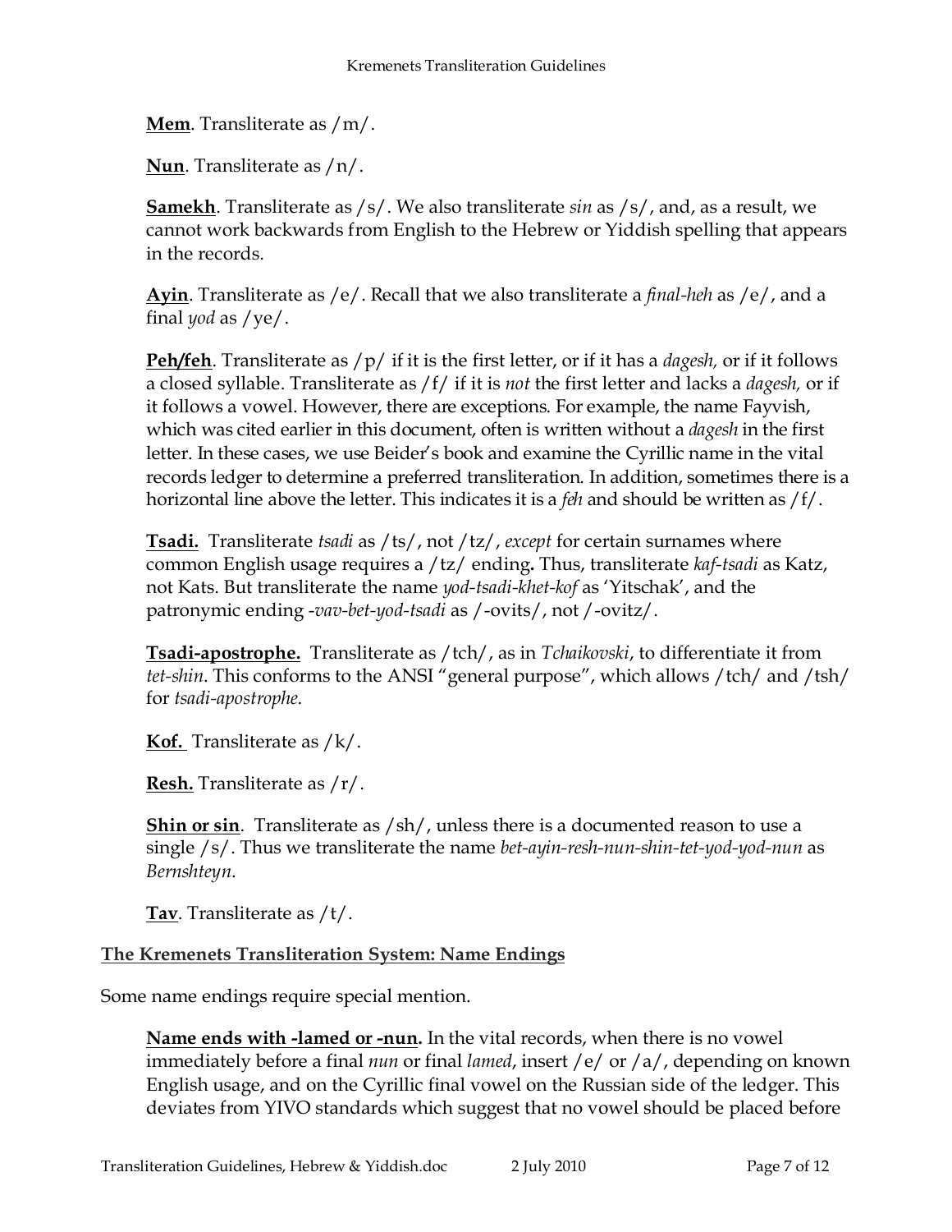**Mem**. Transliterate as /m/.

**Nun**. Transliterate as /n/.

**Samekh**. Transliterate as /s/. We also transliterate *sin* as /s/, and, as a result, we cannot work backwards from English to the Hebrew or Yiddish spelling that appears in the records.

**Ayin**. Transliterate as /e/. Recall that we also transliterate a *final-heh* as /e/, and a final *yod* as /ye/.

**Peh/feh**. Transliterate as /p/ if it is the first letter, or if it has a *dagesh,* or if it follows a closed syllable. Transliterate as /f/ if it is *not* the first letter and lacks a *dagesh,* or if it follows a vowel. However, there are exceptions. For example, the name Fayvish, which was cited earlier in this document, often is written without a *dagesh* in the first letter. In these cases, we use Beider's book and examine the Cyrillic name in the vital records ledger to determine a preferred transliteration. In addition, sometimes there is a horizontal line above the letter. This indicates it is a *feh* and should be written as /f/.

**Tsadi.** Transliterate *tsadi* as /ts/, not /tz/, *except* for certain surnames where common English usage requires a /tz/ ending**.** Thus, transliterate *kaf-tsadi* as Katz, not Kats. But transliterate the name *yod-tsadi-khet-kof* as 'Yitschak', and the patronymic ending *-vav-bet-yod-tsadi* as /-ovits/, not /-ovitz/.

**Tsadi-apostrophe.** Transliterate as /tch/, as in *Tchaikovski*, to differentiate it from *tet-shin*. This conforms to the ANSI "general purpose", which allows /tch/ and /tsh/ for *tsadi-apostrophe*.

**Kof.** Transliterate as /k/.

**Resh.** Transliterate as /r/.

**Shin or sin**. Transliterate as /sh/, unless there is a documented reason to use a single /s/. Thus we transliterate the name *bet-ayin-resh-nun-shin-tet-yod-yod-nun* as *Bernshteyn*.

**Tav**. Transliterate as /t/.

## The Kremenets Transliteration System: Name Endings

Some name endings require special mention.

**Name ends with -lamed or -nun.** In the vital records, when there is no vowel immediately before a final *nun* or final *lamed*, insert /e/ or /a/, depending on known English usage, and on the Cyrillic final vowel on the Russian side of the ledger. This deviates from YIVO standards which suggest that no vowel should be placed before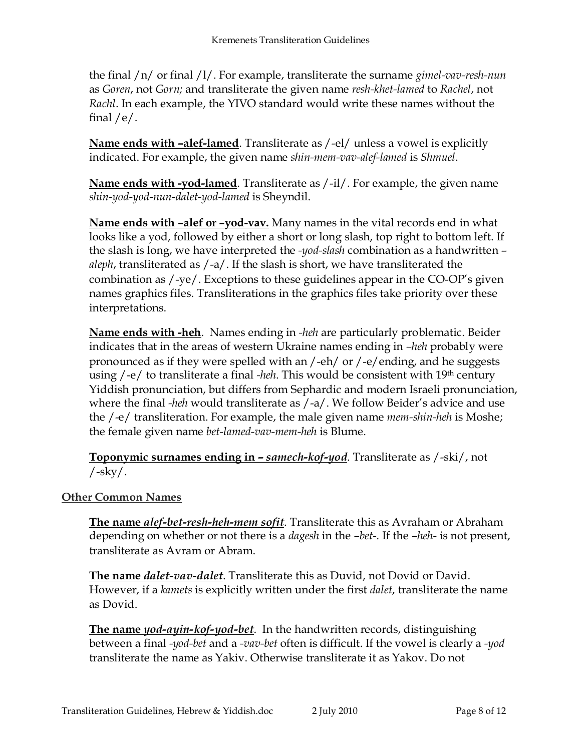the final /n/ or final /l/. For example, transliterate the surname *gimel-vav-resh-nun* as *Goren*, not *Gorn;* and transliterate the given name *resh-khet-lamed* to *Rachel*, not *Rachl*. In each example, the YIVO standard would write these names without the final /e/.

**Name ends with –alef-lamed**. Transliterate as /-el/ unless a vowel is explicitly indicated. For example, the given name *shin-mem-vav-alef-lamed* is *Shmuel*.

**Name ends with -yod-lamed**. Transliterate as /-il/. For example, the given name *shin-yod-yod-nun-dalet-yod-lamed* is Sheyndil.

**Name ends with –alef or –yod-vav.** Many names in the vital records end in what looks like a yod, followed by either a short or long slash, top right to bottom left. If the slash is long, we have interpreted the *-yod-slash* combination as a handwritten –*aleph*, transliterated as /-a/. If the slash is short, we have transliterated the combination as /-ye/. Exceptions to these guidelines appear in the CO-OP's given names graphics files. Transliterations in the graphics files take priority over these interpretations.

**Name ends with -heh**. Names ending in *-heh* are particularly problematic. Beider indicates that in the areas of western Ukraine names ending in *–heh* probably were pronounced as if they were spelled with an /-eh/ or /-e/ending, and he suggests using /-e/ to transliterate a final *-heh*. This would be consistent with 19th century Yiddish pronunciation, but differs from Sephardic and modern Israeli pronunciation, where the final *-heh* would transliterate as /-a/. We follow Beider's advice and use the /-e/ transliteration. For example, the male given name *mem-shin-heh* is Moshe; the female given name *bet-lamed-vav-mem-heh* is Blume.

**Toponymic surnames ending in – *samech-kof-yod***. Transliterate as /-ski/, not /-sky/.

**Other Common Names**

**The name *alef-bet-resh-heh-mem sofit***. Transliterate this as Avraham or Abraham depending on whether or not there is a *dagesh* in the *–bet-*. If the *–heh-* is not present, transliterate as Avram or Abram.

**The name *dalet-vav-dalet***. Transliterate this as Duvid, not Dovid or David. However, if a *kamets* is explicitly written under the first *dalet*, transliterate the name as Dovid.

**The name *yod-ayin-kof-yod-bet***. In the handwritten records, distinguishing between a final *-yod-bet* and a *-vav-bet* often is difficult. If the vowel is clearly a *-yod* transliterate the name as Yakiv. Otherwise transliterate it as Yakov. Do not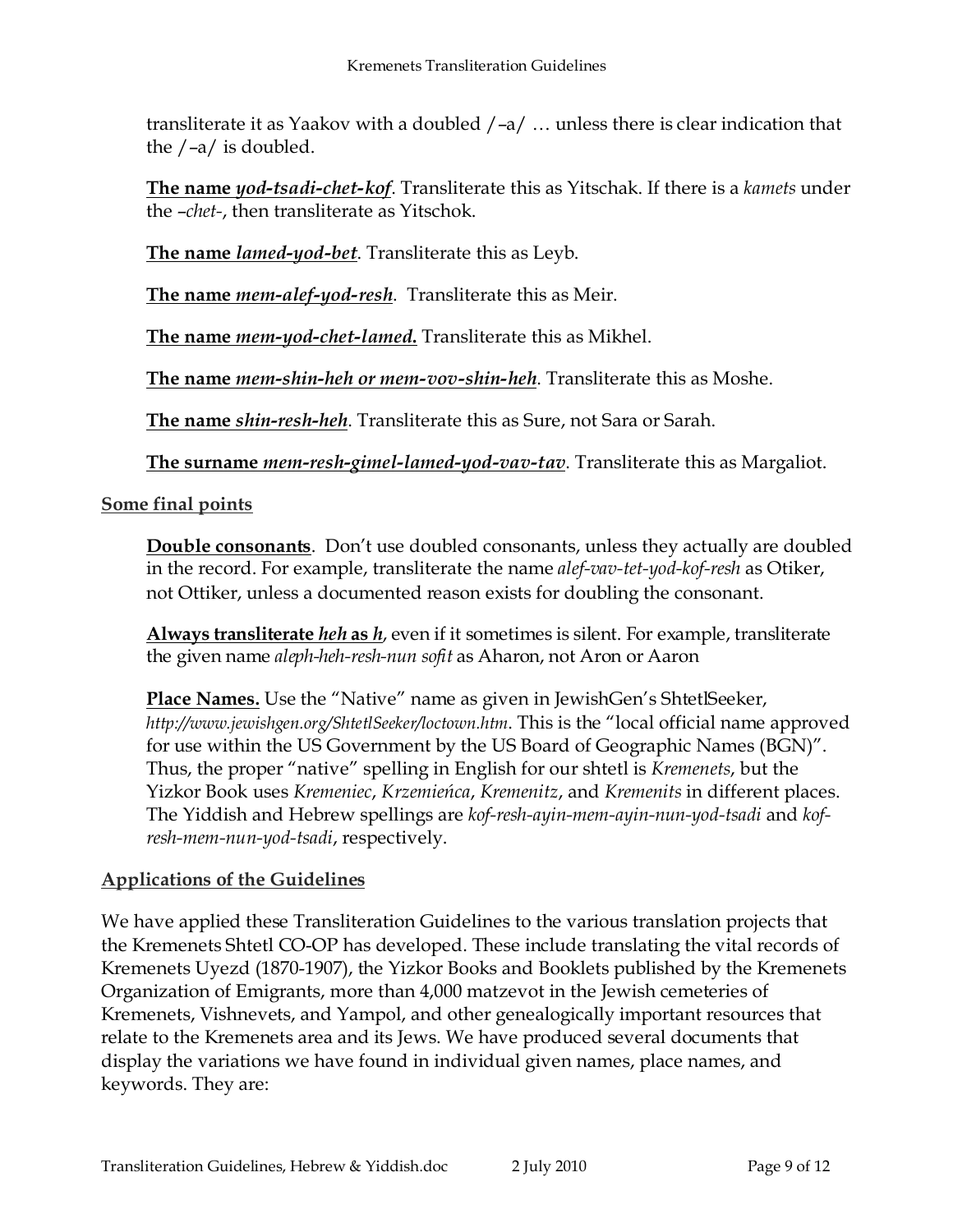transliterate it as Yaakov with a doubled /–a/ … unless there is clear indication that the /–a/ is doubled.

**The name *yod-tsadi-chet-kof***. Transliterate this as Yitschak. If there is a *kamets* under the *–chet-*, then transliterate as Yitschok.

**The name *lamed-yod-bet***. Transliterate this as Leyb.

**The name *mem-alef-yod-resh***. Transliterate this as Meir.

**The name *mem-yod-chet-lamed.*** Transliterate this as Mikhel.

**The name *mem-shin-heh or mem-vov-shin-heh***. Transliterate this as Moshe.

**The name *shin-resh-heh***. Transliterate this as Sure, not Sara or Sarah.

**The surname *mem-resh-gimel-lamed-yod-vav-tav***. Transliterate this as Margaliot.

## Some final points

**Double consonants**. Don't use doubled consonants, unless they actually are doubled in the record. For example, transliterate the name *alef-vav-tet-yod-kof-resh* as Otiker, not Ottiker, unless a documented reason exists for doubling the consonant.

**Always transliterate *heh* as *h***, even if it sometimes is silent. For example, transliterate the given name *aleph-heh-resh-nun sofit* as Aharon, not Aron or Aaron

**Place Names.** Use the "Native" name as given in JewishGen's ShtetlSeeker, *http://www.jewishgen.org/ShtetlSeeker/loctown.htm*. This is the "local official name approved for use within the US Government by the US Board of Geographic Names (BGN)". Thus, the proper "native" spelling in English for our shtetl is *Kremenets*, but the Yizkor Book uses *Kremeniec*, *Krzemieńca*, *Kremenitz*, and *Kremenits* in different places. The Yiddish and Hebrew spellings are *kof-resh-ayin-mem-ayin-nun-yod-tsadi* and *kof-resh-mem-nun-yod-tsadi*, respectively.

## Applications of the Guidelines

We have applied these Transliteration Guidelines to the various translation projects that the Kremenets Shtetl CO-OP has developed. These include translating the vital records of Kremenets Uyezd (1870-1907), the Yizkor Books and Booklets published by the Kremenets Organization of Emigrants, more than 4,000 matzevot in the Jewish cemeteries of Kremenets, Vishnevets, and Yampol, and other genealogically important resources that relate to the Kremenets area and its Jews. We have produced several documents that display the variations we have found in individual given names, place names, and keywords. They are: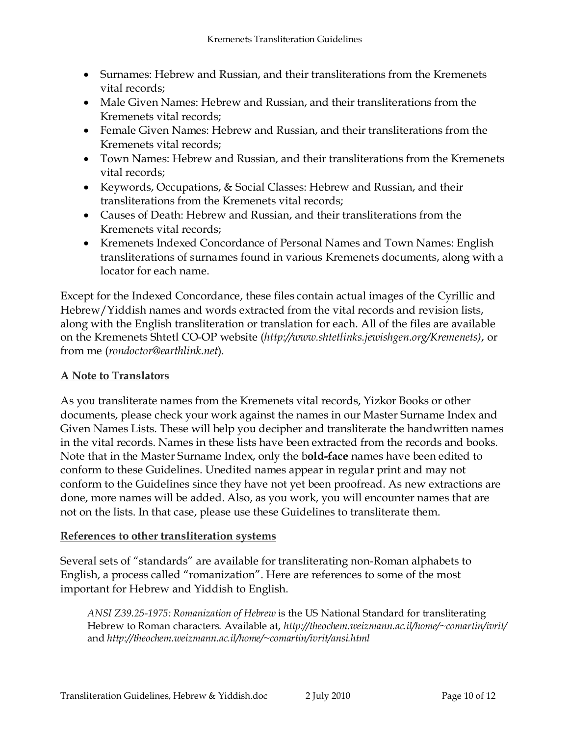- Surnames: Hebrew and Russian, and their transliterations from the Kremenets vital records;
- Male Given Names: Hebrew and Russian, and their transliterations from the Kremenets vital records;
- Female Given Names: Hebrew and Russian, and their transliterations from the Kremenets vital records;
- Town Names: Hebrew and Russian, and their transliterations from the Kremenets vital records;
- Keywords, Occupations, & Social Classes: Hebrew and Russian, and their transliterations from the Kremenets vital records;
- Causes of Death: Hebrew and Russian, and their transliterations from the Kremenets vital records;
- Kremenets Indexed Concordance of Personal Names and Town Names: English transliterations of surnames found in various Kremenets documents, along with a locator for each name.

Except for the Indexed Concordance, these files contain actual images of the Cyrillic and Hebrew/Yiddish names and words extracted from the vital records and revision lists, along with the English transliteration or translation for each. All of the files are available on the Kremenets Shtetl CO-OP website (*http://www.shtetlinks.jewishgen.org/Kremenets)*, or from me (*rondoctor@earthlink.net*).

## A Note to Translators

As you transliterate names from the Kremenets vital records, Yizkor Books or other documents, please check your work against the names in our Master Surname Index and Given Names Lists. These will help you decipher and transliterate the handwritten names in the vital records. Names in these lists have been extracted from the records and books. Note that in the Master Surname Index, only the b**old-face** names have been edited to conform to these Guidelines. Unedited names appear in regular print and may not conform to the Guidelines since they have not yet been proofread. As new extractions are done, more names will be added. Also, as you work, you will encounter names that are not on the lists. In that case, please use these Guidelines to transliterate them.

## References to other transliteration systems

Several sets of "standards" are available for transliterating non-Roman alphabets to English, a process called "romanization". Here are references to some of the most important for Hebrew and Yiddish to English.

> *ANSI Z39.25-1975: Romanization of Hebrew* is the US National Standard for transliterating Hebrew to Roman characters. Available at, *http://theochem.weizmann.ac.il/home/~comartin/ivrit/* and *http://theochem.weizmann.ac.il/home/~comartin/ivrit/ansi.html*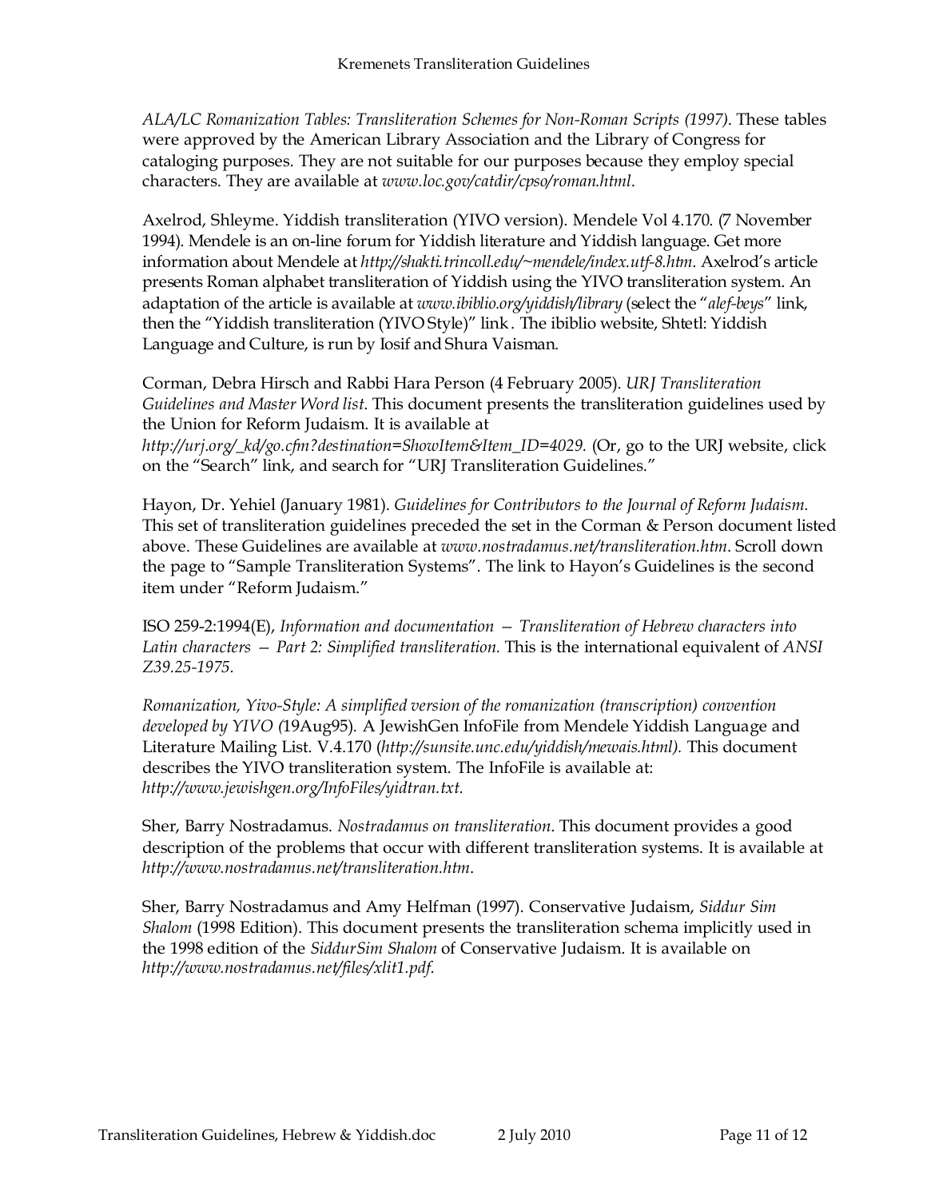*ALA/LC Romanization Tables: Transliteration Schemes for Non-Roman Scripts (1997)*. These tables were approved by the American Library Association and the Library of Congress for cataloging purposes. They are not suitable for our purposes because they employ special characters. They are available at *www.loc.gov/catdir/cpso/roman.html*.

Axelrod, Shleyme. Yiddish transliteration (YIVO version). Mendele Vol 4.170. (7 November 1994). Mendele is an on-line forum for Yiddish literature and Yiddish language. Get more information about Mendele at *http://shakti.trincoll.edu/~mendele/index.utf-8.htm*. Axelrod's article presents Roman alphabet transliteration of Yiddish using the YIVO transliteration system. An adaptation of the article is available at *www.ibiblio.org/yiddish/library* (select the "*alef-beys*" link, then the "Yiddish transliteration (YIVO Style)" link . The ibiblio website, Shtetl: Yiddish Language and Culture, is run by Iosif and Shura Vaisman.

Corman, Debra Hirsch and Rabbi Hara Person (4 February 2005). *URJ Transliteration Guidelines and Master Word list*. This document presents the transliteration guidelines used by the Union for Reform Judaism. It is available at *http://urj.org/_kd/go.cfm?destination=ShowItem&Item_ID=4029.* (Or, go to the URJ website, click on the "Search" link, and search for "URJ Transliteration Guidelines."

Hayon, Dr. Yehiel (January 1981). *Guidelines for Contributors to the Journal of Reform Judaism.* This set of transliteration guidelines preceded the set in the Corman & Person document listed above. These Guidelines are available at *www.nostradamus.net/transliteration.htm*. Scroll down the page to "Sample Transliteration Systems". The link to Hayon's Guidelines is the second item under "Reform Judaism."

ISO 259-2:1994(E), *Information and documentation — Transliteration of Hebrew characters into Latin characters — Part 2: Simplified transliteration.* This is the international equivalent of *ANSI Z39.25-1975.*

*Romanization, Yivo-Style: A simplified version of the romanization (transcription) convention developed by YIVO (*19Aug95). A JewishGen InfoFile from Mendele Yiddish Language and Literature Mailing List. V.4.170 (*http://sunsite.unc.edu/yiddish/mewais.html).* This document describes the YIVO transliteration system. The InfoFile is available at: *http://www.jewishgen.org/InfoFiles/yidtran.txt.*

Sher, Barry Nostradamus. *Nostradamus on transliteration*. This document provides a good description of the problems that occur with different transliteration systems. It is available at *http://www.nostradamus.net/transliteration.htm*.

Sher, Barry Nostradamus and Amy Helfman (1997). Conservative Judaism, *Siddur Sim Shalom* (1998 Edition). This document presents the transliteration schema implicitly used in the 1998 edition of the *SiddurSim Shalom* of Conservative Judaism. It is available on *http://www.nostradamus.net/files/xlit1.pdf.*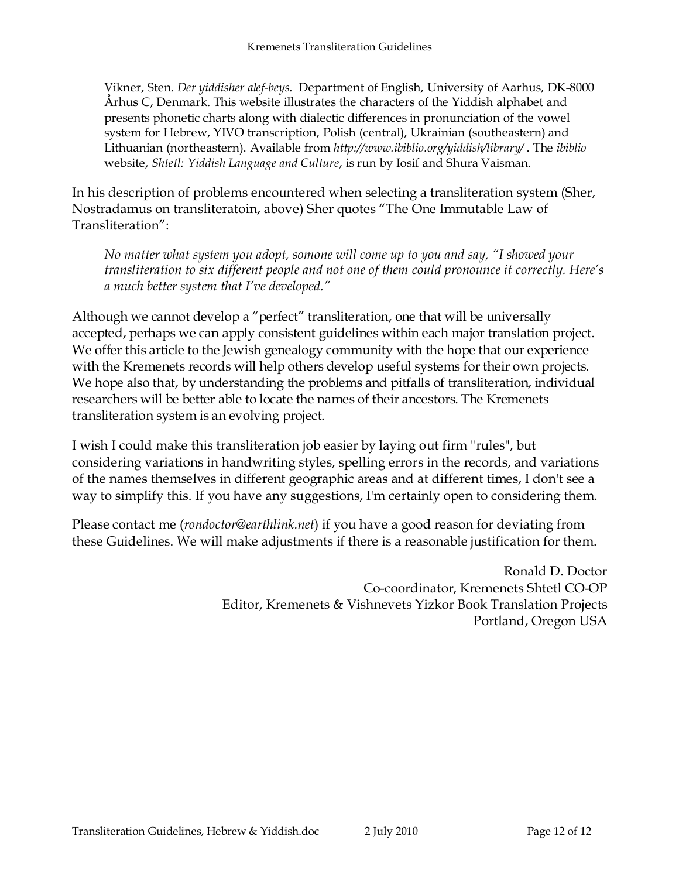Vikner, Sten. *Der yiddisher alef-beys*. Department of English, University of Aarhus, DK-8000 Århus C, Denmark. This website illustrates the characters of the Yiddish alphabet and presents phonetic charts along with dialectic differences in pronunciation of the vowel system for Hebrew, YIVO transcription, Polish (central), Ukrainian (southeastern) and Lithuanian (northeastern). Available from *http://www.ibiblio.org/yiddish/library/* . The *ibiblio* website, *Shtetl: Yiddish Language and Culture*, is run by Iosif and Shura Vaisman.

In his description of problems encountered when selecting a transliteration system (Sher, Nostradamus on transliteratoin, above) Sher quotes "The One Immutable Law of Transliteration":

> *No matter what system you adopt, somone will come up to you and say, "I showed your transliteration to six different people and not one of them could pronounce it correctly. Here's a much better system that I've developed."*

Although we cannot develop a "perfect" transliteration, one that will be universally accepted, perhaps we can apply consistent guidelines within each major translation project. We offer this article to the Jewish genealogy community with the hope that our experience with the Kremenets records will help others develop useful systems for their own projects. We hope also that, by understanding the problems and pitfalls of transliteration, individual researchers will be better able to locate the names of their ancestors. The Kremenets transliteration system is an evolving project.

I wish I could make this transliteration job easier by laying out firm "rules", but considering variations in handwriting styles, spelling errors in the records, and variations of the names themselves in different geographic areas and at different times, I don't see a way to simplify this. If you have any suggestions, I'm certainly open to considering them.

Please contact me (*rondoctor@earthlink.net*) if you have a good reason for deviating from these Guidelines. We will make adjustments if there is a reasonable justification for them.

Ronald D. Doctor
Co-coordinator, Kremenets Shtetl CO-OP
Editor, Kremenets & Vishnevets Yizkor Book Translation Projects
Portland, Oregon USA